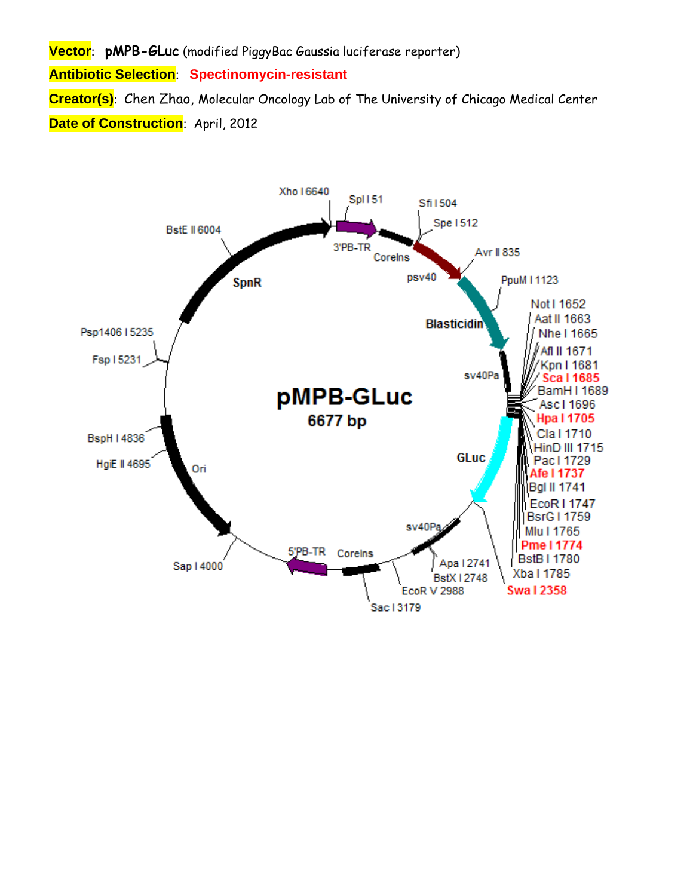**Vector**: **pMPB-GLuc** (modified PiggyBac Gaussia luciferase reporter)

**Antibiotic Selection**: **Spectinomycin-resistant**

**Creator(s)**: Chen Zhao, Molecular Oncology Lab of The University of Chicago Medical Center

**Date of Construction**: April, 2012

**pMPB-GLuc**
**6677 bp**

Xho I 6640
Spl I 51
Sfi I 504
Spe I 512
Avr II 835
PpuM I 1123
Not I 1652
Aat II 1663
Nhe I 1665
Afl II 1671
Kpn I 1681
Sca I 1685
BamH I 1689
Asc I 1696
Hpa I 1705
Cla I 1710
HinD III 1715
Pac I 1729
Afe I 1737
Bgl II 1741
EcoR I 1747
BsrG I 1759
Mlu I 1765
Pme I 1774
BstB I 1780
Xba I 1785
Swa I 2358
Apa I 2741
BstX I 2748
EcoR V 2988
Sac I 3179
Sap I 4000
HgiE II 4695
BspH I 4836
Fsp I 5231
Psp1406 I 5235
BstE II 6004

3'PB-TR
CoreIns
psv40
Blasticidin
sv40Pa
GLuc
sv40Pa
CoreIns
5'PB-TR
Ori
SpnR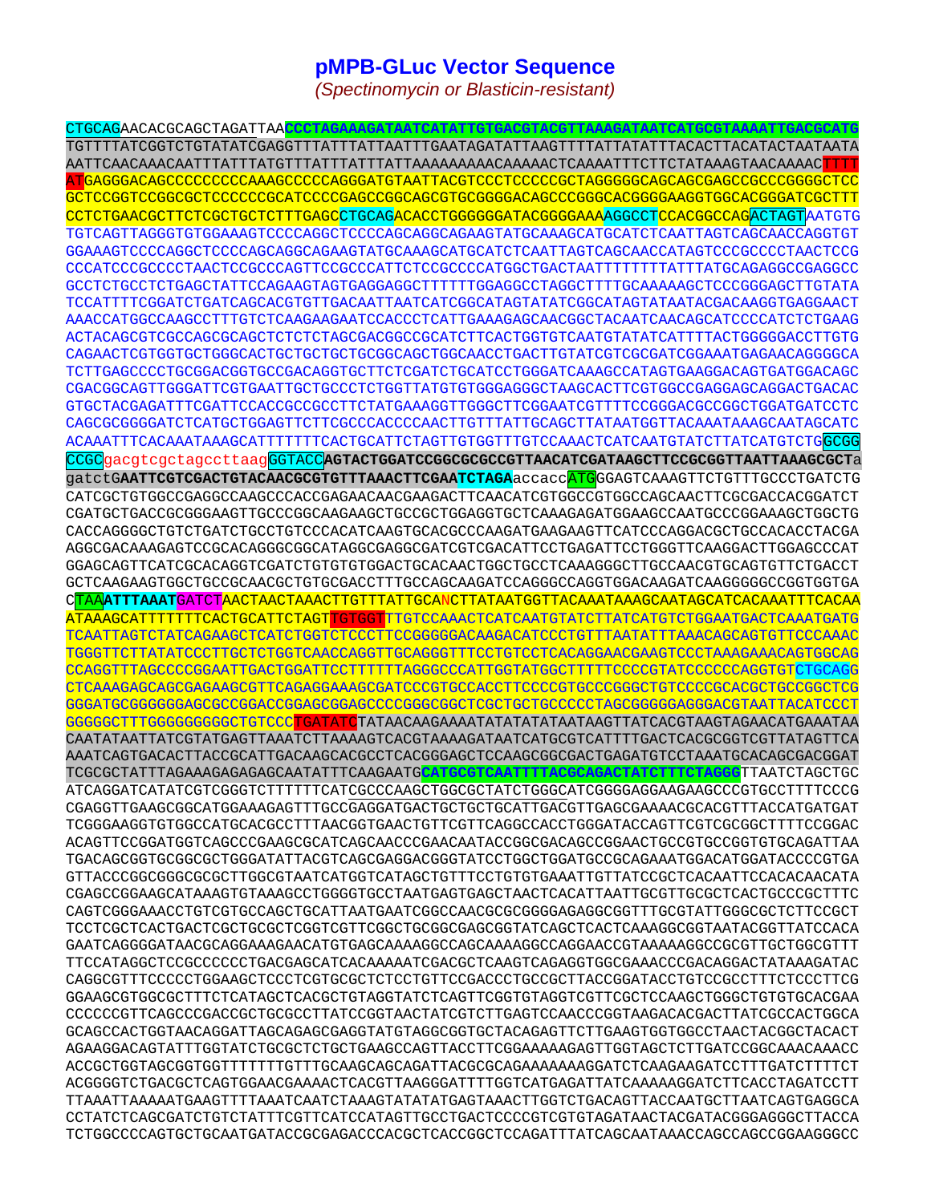# pMPB-GLuc Vector Sequence

*(Spectinomycin or Blasticin-resistant)*

```
CTGCAGAACACGCAGCTAGATTAACCCTAGAAAGATAATCATATTGTGACGTACGTTAAAGATAATCATGCGTAAAATTGACGCATG
TGTTTTATCGGTCTGTATATCGAGGTTTATTTATTAATTTGAATAGATATTAAGTTTTATTATATTTACACTTACATACTAATAATA
AATTCAACAAACAATTTATTTATGTTTATTTATTTATTAAAAAAAAACAAAAACTCAAAATTTCTTCTATAAAGTAACAAAACTTTT
ATGAGGGACAGCCCCCCCCCAAAGCCCCCAGGGATGTAATTACGTCCCTCCCCCGCTAGGGGGCAGCAGCGAGCCGCCCGGGGCTCC
GCTCCGGTCCGGCGCTCCCCCCGCATCCCCGAGCCGGCAGCGTGCGGGGACAGCCCGGGCACGGGGAAGGTGGCACGGGATCGCTTT
CCTCTGAACGCTTCTCGCTGCTCTTTGAGCCTGCAGACACCTGGGGGGATACGGGGAAAAGGCCTCCACGGCCAGACTAGTAATGTG
TGTCAGTTAGGGTGTGGAAAGTCCCCAGGCTCCCCAGCAGGCAGAAGTATGCAAAGCATGCATCTCAATTAGTCAGCAACCAGGTGT
GGAAAGTCCCCAGGCTCCCCAGCAGGCAGAAGTATGCAAAGCATGCATCTCAATTAGTCAGCAACCATAGTCCCGCCCCTAACTCCG
CCCATCCCGCCCCTAACTCCGCCCAGTTCCGCCCATTCTCCGCCCCATGGCTGACTAATTTTTTTTATTTATGCAGAGGCCGAGGCC
GCCTCTGCCTCTGAGCTATTCCAGAAGTAGTGAGGAGGCTTTTTTGGAGGCCTAGGCTTTTGCAAAAAGCTCCCGGGAGCTTGTATA
TCCATTTTCGGATCTGATCAGCACGTGTTGACAATTAATCATCGGCATAGTATATCGGCATAGTATAATACGACAAGGTGAGGAACT
AAACCATGGCCAAGCCTTTGTCTCAAGAAGAATCCACCCTCATTGAAAGAGCAACGGCTACAATCAACAGCATCCCCATCTCTGAAG
ACTACAGCGTCGCCAGCGCAGCTCTCTCTAGCGACGGCCGCATCTTCACTGGTGTCAATGTATATCATTTTACTGGGGGACCTTGTG
CAGAACTCGTGGTGCTGGGCACTGCTGCTGCTGCGGCAGCTGGCAACCTGACTTGTATCGTCGCGATCGGAAATGAGAACAGGGGCA
TCTTGAGCCCCTGCGGACGGTGCCGACAGGTGCTTCTCGATCTGCATCCTGGGATCAAAGCCATAGTGAAGGACAGTGATGGACAGC
CGACGGCAGTTGGGATTCGTGAATTGCTGCCCTCTGGTTATGTGTGGGAGGGCTAAGCACTTCGTGGCCGAGGAGCAGGACTGACAC
GTGCTACGAGATTTCGATTCCACCGCCGCCTTCTATGAAAGGTTGGGCTTCGGAATCGTTTTCCGGGACGCCGGCTGGATGATCCTC
CAGCGCGGGGATCTCATGCTGGAGTTCTTCGCCCACCCCAACTTGTTTATTGCAGCTTATAATGGTTACAAATAAAGCAATAGCATC
ACAAATTTCACAAATAAAGCATTTTTTTCACTGCATTCTAGTTGTGGTTTGTCCAAACTCATCAATGTATCTTATCATGTCTGGCGG
CCGCgacgtcgctagccttaagGGTACCAGTACTGGATCCGGCGCGCCGTTAACATCGATAAGCTTCCGCGGTTAATTAAAGCGCTa
gatctGAATTCGTCGACTGTACAACGCGTGTTTAAACTTCGAATCTAGAaccaccATGGGAGTCAAAGTTCTGTTTGCCCTGATCTG
CATCGCTGTGGCCGAGGCCAAGCCCACCGAGAACAACGAAGACTTCAACATCGTGGCCGTGGCCAGCAACTTCGCGACCACGGATCT
CGATGCTGACCGCGGGAAGTTGCCCGGCAAGAAGCTGCCGCTGGAGGTGCTCAAAGAGATGGAAGCCAATGCCCGGAAAGCTGGCTG
CACCAGGGGCTGTCTGATCTGCCTGTCCCACATCAAGTGCACGCCCAAGATGAAGAAGTTCATCCCAGGACGCTGCCACACCTACGA
AGGCGACAAAGAGTCCGCACAGGGCGGCATAGGCGAGGCGATCGTCGACATTCCTGAGATTCCTGGGTTCAAGGACTTGGAGCCCAT
GGAGCAGTTCATCGCACAGGTCGATCTGTGTGTGGACTGCACAACTGGCTGCCTCAAAGGGCTTGCCAACGTGCAGTGTTCTGACCT
GCTCAAGAAGTGGCTGCCGCAACGCTGTGCGACCTTTGCCAGCAAGATCCAGGGCCAGGTGGACAAGATCAAGGGGGCCGGTGGTGA
CTAAATTTAAATGATCTAACTAACTAAACTTGTTTATTGCANCTTATAATGGTTACAAATAAAGCAATAGCATCACAAATTTCACAA
ATAAAGCATTTTTTTCACTGCATTCTAGTTGTGGTTTGTCCAAACTCATCAATGTATCTTATCATGTCTGGAATGACTCAAATGATG
TCAATTAGTCTATCAGAAGCTCATCTGGTCTCCCTTCCGGGGGACAAGACATCCCTGTTTAATATTTAAACAGCAGTGTTCCCAAAC
TGGGTTCTTATATCCCTTGCTCTGGTCAACCAGGTTGCAGGGTTTCCTGTCCTCACAGGAACGAAGTCCCTAAAGAAACAGTGGCAG
CCAGGTTTAGCCCCGGAATTGACTGGATTCCTTTTTTAGGGCCCATTGGTATGGCTTTTTCCCCGTATCCCCCCAGGTGTCTGCAGG
CTCAAAGAGCAGCGAGAAGCGTTCAGAGGAAAGCGATCCCGTGCCACCTTCCCCGTGCCCGGGCTGTCCCCGCACGCTGCCGGCTCG
GGGATGCGGGGGGAGCGCCGGACCGGAGCGGAGCCCCGGGCGGCTCGCTGCTGCCCCCTAGCGGGGGAGGGACGTAATTACATCCCT
GGGGGCTTTGGGGGGGGGCTGTCCCTGATATCTATAACAAGAAAATATATATATAATAAGTTATCACGTAAGTAGAACATGAAATAA
CAATATAATTATCGTATGAGTTAAATCTTAAAAGTCACGTAAAAGATAATCATGCGTCATTTTGACTCACGCGGTCGTTATAGTTCA
AAATCAGTGACACTTACCGCATTGACAAGCACGCCTCACGGGAGCTCCAAGCGGCGACTGAGATGTCCTAAATGCACAGCGACGGAT
TCGCGCTATTTAGAAAGAGAGAGCAATATTTCAAGAATGCATGCGTCAATTTTACGCAGACTATCTTTCTAGGGTTAATCTAGCTGC
ATCAGGATCATATCGTCGGGTCTTTTTTCATCGCCCAAGCTGGCGCTATCTGGGCATCGGGGAGGAAGAAGCCCGTGCCTTTTCCCG
CGAGGTTGAAGCGGCATGGAAAGAGTTTGCCGAGGATGACTGCTGCTGCATTGACGTTGAGCGAAAACGCACGTTTACCATGATGAT
TCGGGAAGGTGTGGCCATGCACGCCTTTAACGGTGAACTGTTCGTTCAGGCCACCTGGGATACCAGTTCGTCGCGGCTTTTCCGGAC
ACAGTTCCGGATGGTCAGCCCGAAGCGCATCAGCAACCCGAACAATACCGGCGACAGCCGGAACTGCCGTGCCGGTGTGCAGATTAA
TGACAGCGGTGCGGCGCTGGGATATTACGTCAGCGAGGACGGGTATCCTGGCTGGATGCCGCAGAAATGGACATGGATACCCCGTGA
GTTACCCGGCGGGCGCGCTTGGCGTAATCATGGTCATAGCTGTTTCCTGTGTGAAATTGTTATCCGCTCACAATTCCACACAACATA
CGAGCCGGAAGCATAAAGTGTAAAGCCTGGGGTGCCTAATGAGTGAGCTAACTCACATTAATTGCGTTGCGCTCACTGCCCGCTTTC
CAGTCGGGAAACCTGTCGTGCCAGCTGCATTAATGAATCGGCCAACGCGCGGGGAGAGGCGGTTTGCGTATTGGGCGCTCTTCCGCT
TCCTCGCTCACTGACTCGCTGCGCTCGGTCGTTCGGCTGCGGCGAGCGGTATCAGCTCACTCAAAGGCGGTAATACGGTTATCCACA
GAATCAGGGGATAACGCAGGAAAGAACATGTGAGCAAAAGGCCAGCAAAAGGCCAGGAACCGTAAAAAGGCCGCGTTGCTGGCGTTT
TTCCATAGGCTCCGCCCCCCTGACGAGCATCACAAAAATCGACGCTCAAGTCAGAGGTGGCGAAACCCGACAGGACTATAAAGATAC
CAGGCGTTTCCCCCTGGAAGCTCCCTCGTGCGCTCTCCTGTTCCGACCCTGCCGCTTACCGGATACCTGTCCGCCTTTCTCCCTTCG
GGAAGCGTGGCGCTTTCTCATAGCTCACGCTGTAGGTATCTCAGTTCGGTGTAGGTCGTTCGCTCCAAGCTGGGCTGTGTGCACGAA
CCCCCCGTTCAGCCCGACCGCTGCGCCTTATCCGGTAACTATCGTCTTGAGTCCAACCCGGTAAGACACGACTTATCGCCACTGGCA
GCAGCCACTGGTAACAGGATTAGCAGAGCGAGGTATGTAGGCGGTGCTACAGAGTTCTTGAAGTGGTGGCCTAACTACGGCTACACT
AGAAGGACAGTATTTGGTATCTGCGCTCTGCTGAAGCCAGTTACCTTCGGAAAAAGAGTTGGTAGCTCTTGATCCGGCAAACAAACC
ACCGCTGGTAGCGGTGGTTTTTTTGTTTGCAAGCAGCAGATTACGCGCAGAAAAAAAGGATCTCAAGAAGATCCTTTGATCTTTTCT
ACGGGGTCTGACGCTCAGTGGAACGAAAACTCACGTTAAGGGATTTTGGTCATGAGATTATCAAAAAGGATCTTCACCTAGATCCTT
TTAAATTAAAAATGAAGTTTTAAATCAATCTAAAGTATATATGAGTAAACTTGGTCTGACAGTTACCAATGCTTAATCAGTGAGGCA
CCTATCTCAGCGATCTGTCTATTTCGTTCATCCATAGTTGCCTGACTCCCCGTCGTGTAGATAACTACGATACGGGAGGGCTTACCA
TCTGGCCCCAGTGCTGCAATGATACCGCGAGACCCACGCTCACCGGCTCCAGATTTATCAGCAATAAACCAGCCAGCCGGAAGGGCC
```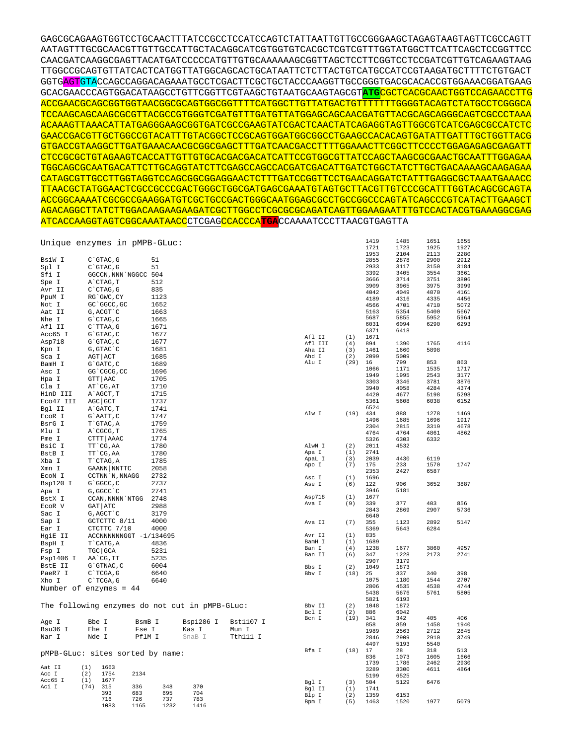```
GAGCGCAGAAGTGGTCCTGCAACTTTATCCGCCTCCATCCAGTCTATTAATTGTTGCCGGGAAGCTAGAGTAAGTAGTTCGCCAGTT
AATAGTTTGCGCAACGTTGTTGCCATTGCTACAGGCATCGTGGTGTCACGCTCGTCGTTTGGTATGGCTTCATTCAGCTCCGGTTCC
CAACGATCAAGGCGAGTTACATGATCCCCCATGTTGTGCAAAAAAGCGGTTAGCTCCTTCGGTCCTCCGATCGTTGTCAGAAGTAAG
TTGGCCGCAGTGTTATCACTCATGGTTATGGCAGCACTGCATAATTCTCTTACTGTCATGCCATCCGTAAGATGCTTTTCTGTGACT
GGTGAGTGTACCAGCCAGGACAGAAATGCCTCGACTTCGCTGCTACCCAAGGTTGCCGGGTGACGCACACCGTGGAAACGGATGAAG
GCACGAACCCAGTGGACATAAGCCTGTTCGGTTCGTAAGCTGTAATGCAAGTAGCGTATGCGCTCACGCAACTGGTCCAGAACCTTG
ACCGAACGCAGCGGTGGTAACGGCGCAGTGGCGGTTTTCATGGCTTGTTATGACTGTTTTTTTGGGGTACAGTCTATGCCTCGGGCA
TCCAAGCAGCAAGCGCGTTACGCCGTGGGTCGATGTTTGATGTTATGGAGCAGCAACGATGTTACGCAGCAGGGCAGTCGCCCTAAA
ACAAAGTTAAACATTATGAGGGAAGCGGTGATCGCCGAAGTATCGACTCAACTATCAGAGGTAGTTGGCGTCATCGAGCGCCATCTC
GAACCGACGTTGCTGGCCGTACATTTGTACGGCTCCGCAGTGGATGGCGGCCTGAAGCCACACAGTGATATTGATTTGCTGGTTACG
GTGACCGTAAGGCTTGATGAAACAACGCGGCGAGCTTTGATCAACGACCTTTTGGAAACTTCGGCTTCCCCTGGAGAGAGCGAGATT
CTCCGCGCTGTAGAAGTCACCATTGTTGTGCACGACGACATCATTCCGTGGCGTTATCCAGCTAAGCGCGAACTGCAATTTGGAGAA
TGGCAGCGCAATGACATTCTTGCAGGTATCTTCGAGCCAGCCACGATCGACATTGATCTGGCTATCTTGCTGACAAAAGCAAGAGAA
CATAGCGTTGCCTTGGTAGGTCCAGCGGCGGAGGAACTCTTTGATCCGGTTCCTGAACAGGATCTATTTGAGGCGCTAAATGAAACC
TTAACGCTATGGAACTCGCCGCCCGACTGGGCTGGCGATGAGCGAAATGTAGTGCTTACGTTGTCCCGCATTTGGTACAGCGCAGTA
ACCGGCAAAATCGCGCCGAAGGATGTCGCTGCCGACTGGGCAATGGAGCGCCTGCCGGCCCAGTATCAGCCCGTCATACTTGAAGCT
AGACAGGCTTATCTTGGACAAGAAGAAGATCGCTTGGCCTCGCGCGCAGATCAGTTGGAAGAATTTGTCCACTACGTGAAAGGCGAG
ATCACCAAGGTAGTCGGCAAATAACCCTCGAGCCACCCATGACCAAAATCCCTTAACGTGAGTTA
```

```
Unique enzymes in pMPB-GLuc:

BsiW I      C`GTAC,G          51
Spl I       C`GTAC,G          51
Sfi I       GGCCN,NNN`NGGCC   504
Spe I       A`CTAG,T          512
Avr II      C`CTAG,G          835
PpuM I      RG`GWC,CY         1123
Not I       GC`GGCC,GC        1652
Aat II      G,ACGT`C          1663
Nhe I       G`CTAG,C          1665
Afl II      C`TTAA,G          1671
Acc65 I     G`GTAC,C          1677
Asp718      G`GTAC,C          1677
Kpn I       G,GTAC`C          1681
Sca I       AGT|ACT           1685
BamH I      G`GATC,C          1689
Asc I       GG`CGCG,CC        1696
Hpa I       GTT|AAC           1705
Cla I       AT`CG,AT          1710
HinD III    A`AGCT,T          1715
Eco47 III   AGC|GCT           1737
Bgl II      A`GATC,T          1741
EcoR I      G`AATT,C          1747
BsrG I      T`GTAC,A          1759
Mlu I       A`CGCG,T          1765
Pme I       CTTT|AAAC         1774
BsiC I      TT`CG,AA          1780
BstB I      TT`CG,AA          1780
Xba I       T`CTAG,A          1785
Xmn I       GAANN|NNTTC       2058
EcoN I      CCTNN`N,NNAGG     2732
Bsp120 I    G`GGCC,C          2737
Apa I       G,GGCC`C          2741
BstX I      CCAN,NNNN`NTGG    2748
EcoR V      GAT|ATC           2988
Sac I       G,AGCT`C          3179
Sap I       GCTCTTC 8/11      4000
Ear I       CTCTTC 7/10       4000
HgiE II     ACCNNNNNNGGT -1/134695
BspH I      T`CATG,A          4836
Fsp I       TGC|GCA           5231
Psp1406 I   AA`CG,TT          5235
BstE II     G`GTNAC,C         6004
PaeR7 I     C`TCGA,G          6640
Xho I       C`TCGA,G          6640
Number of enzymes = 44

The following enzymes do not cut in pMPB-GLuc:

Age I       Bbe I       BsmB I      Bsp1286 I   Bst1107 I
Bsu36 I     Ehe I       Fse I       Kas I       Mun I
Nar I       Nde I       PflM I      SnaB I      Tth111 I

pMPB-GLuc: sites sorted by name:

Aat II      (1)   1663
Acc I       (2)   1754    2134
Acc65 I     (1)   1677
Aci I       (74)  315     336     348     370
                  393     683     695     704
                  716     726     737     783
                  1083    1165    1232    1416
                  1419    1485    1651    1655
                  1721    1723    1925    1927
                  1953    2104    2113    2280
                  2855    2878    2900    2912
                  2933    3117    3150    3184
                  3392    3405    3554    3661
                  3666    3714    3751    3806
                  3909    3965    3975    3999
                  4042    4049    4070    4161
                  4189    4316    4335    4456
                  4566    4701    4710    5072
                  5163    5354    5400    5667
                  5687    5855    5952    5964
                  6031    6094    6290    6293
                  6371    6418
Afl II      (1)   1671
Afl III     (4)   894     1390    1765    4116
Aha II      (3)   1461    1660    5898
Ahd I       (2)   2099    5009
Alu I       (29)  16      799     853     863
                  1066    1171    1535    1717
                  1949    1995    2543    3177
                  3303    3346    3781    3876
                  3940    4058    4284    4374
                  4420    4677    5198    5298
                  5361    5608    6038    6152
                  6524
Alw I       (19)  434     888     1278    1469
                  1496    1685    1696    1917
                  2304    2815    3319    4678
                  4764    4764    4861    4862
                  5326    6303    6332
AlwN I      (2)   2011    4532
Apa I       (1)   2741
ApaL I      (3)   2039    4430    6119
Apo I       (7)   175     233     1570    1747
                  2353    2427    6587
Asc I       (1)   1696
Ase I       (6)   122     906     3652    3887
                  3946    5181
Asp718      (1)   1677
Ava I       (9)   339     377     403     856
                  2843    2869    2907    5736
                  6640
Ava II      (7)   355     1123    2892    5147
                  5369    5643    6284
Avr II      (1)   835
BamH I      (1)   1689
Ban I       (4)   1238    1677    3860    4957
Ban II      (6)   347     1228    2173    2741
                  2907    3179
Bbs I       (2)   1049    1873
Bbv I       (18)  25      337     340     398
                  1075    1180    1544    2707
                  2806    4535    4538    4744
                  5438    5676    5761    5805
                  5821    6193
Bbv II      (2)   1048    1872
Bcl I       (2)   886     6042
Bcn I       (19)  341     342     405     406
                  858     859     1458    1940
                  1989    2563    2712    2845
                  2846    2909    2910    3749
                  4497    5193    5540
Bfa I       (18)  17      28      318     513
                  836     1073    1605    1666
                  1739    1786    2462    2930
                  3289    3300    4611    4864
                  5199    6525
Bgl I       (3)   504     5129    6476
Bgl II      (1)   1741
Blp I       (2)   1359    6153
Bpm I       (5)   1463    1520    1977    5079
```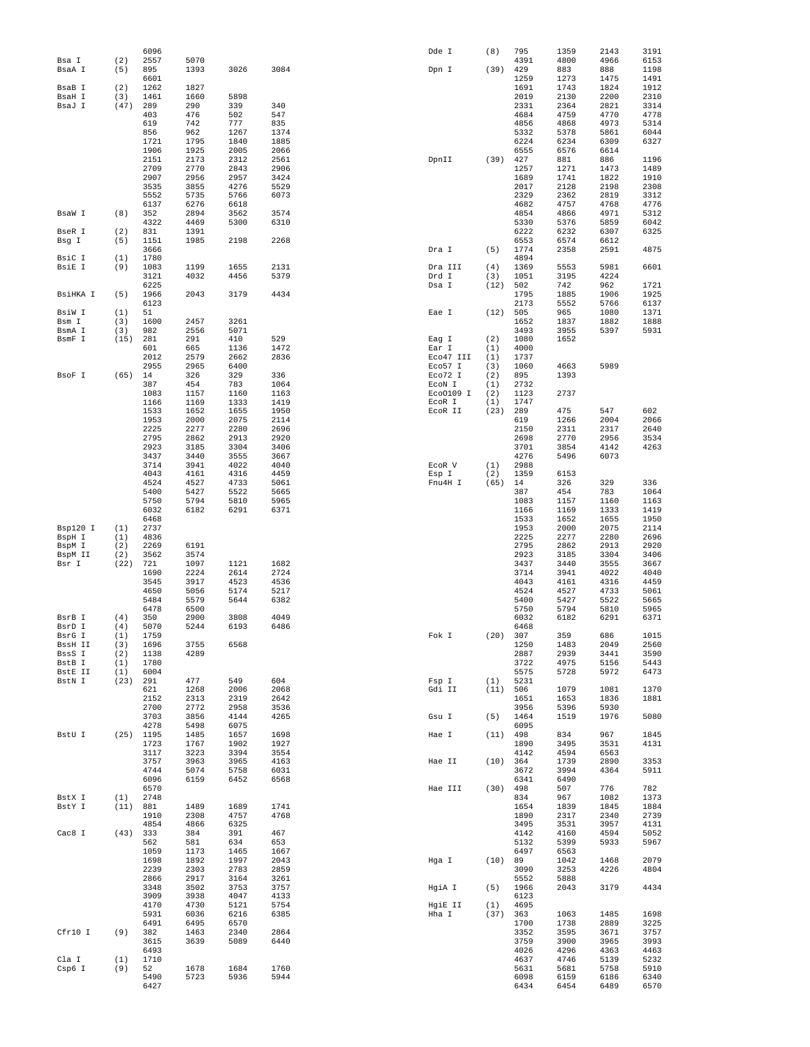```
                6096
Bsa I     (2)   2557    5070
BsaA I    (5)   895     1393    3026    3084
                6601
BsaB I    (2)   1262    1827
BsaH I    (3)   1461    1660    5898
BsaJ I    (47)  289     290     339     340
                403     476     502     547
                619     742     777     835
                856     962     1267    1374
                1721    1795    1840    1885
                1906    1925    2005    2066
                2151    2173    2312    2561
                2709    2770    2843    2906
                2907    2956    2957    3424
                3535    3855    4276    5529
                5552    5735    5766    6073
                6137    6276    6618
BsaW I    (8)   352     2894    3562    3574
                4322    4469    5300    6310
BseR I    (2)   831     1391
Bsg I     (5)   1151    1985    2198    2268
                3666
BsiC I    (1)   1780
BsiE I    (9)   1083    1199    1655    2131
                3121    4032    4456    5379
                6225
BsiHKA I  (5)   1966    2043    3179    4434
                6123
BsiW I    (1)   51
Bsm I     (3)   1600    2457    3261
BsmA I    (3)   982     2556    5071
BsmF I    (15)  281     291     410     529
                601     665     1136    1472
                2012    2579    2662    2836
                2955    2965    6400
BsoF I    (65)  14      326     329     336
                387     454     783     1064
                1083    1157    1160    1163
                1166    1169    1333    1419
                1533    1652    1655    1950
                1953    2000    2075    2114
                2225    2277    2280    2696
                2795    2862    2913    2920
                2923    3185    3304    3406
                3437    3440    3555    3667
                3714    3941    4022    4040
                4043    4161    4316    4459
                4524    4527    4733    5061
                5400    5427    5522    5665
                5750    5794    5810    5965
                6032    6182    6291    6371
                6468
Bsp120 I  (1)   2737
BspH I    (1)   4836
BspM I    (2)   2269    6191
BspM II   (2)   3562    3574
Bsr I     (22)  721     1097    1121    1682
                1690    2224    2614    2724
                3545    3917    4523    4536
                4650    5056    5174    5217
                5484    5579    5644    6382
                6478    6500
BsrB I    (4)   350     2900    3808    4049
BsrD I    (4)   5070    5244    6193    6486
BsrG I    (1)   1759
BssH II   (3)   1696    3755    6568
BssS I    (2)   1138    4289
BstB I    (1)   1780
BstE II   (1)   6004
BstN I    (23)  291     477     549     604
                621     1268    2006    2068
                2152    2313    2319    2642
                2700    2772    2958    3536
                3703    3856    4144    4265
                4278    5498    6075
BstU I    (25)  1195    1485    1657    1698
                1723    1767    1902    1927
                3117    3223    3394    3554
                3757    3963    3965    4163
                4744    5074    5758    6031
                6096    6159    6452    6568
                6570
BstX I    (1)   2748
BstY I    (11)  881     1489    1689    1741
                1910    2308    4757    4768
                4854    4866    6325
Cac8 I    (43)  333     384     391     467
                562     581     634     653
                1059    1173    1465    1667
                1698    1892    1997    2043
                2239    2303    2783    2859
                2866    2917    3164    3261
                3348    3502    3753    3757
                3909    3938    4047    4133
                4170    4730    5121    5754
                5931    6036    6216    6385
                6491    6495    6570
Cfr10 I   (9)   382     1463    2340    2864
                3615    3639    5089    6440
                6493
Cla I     (1)   1710
Csp6 I    (9)   52      1678    1684    1760
                5490    5723    5936    5944
                6427
Dde I     (8)   795     1359    2143    3191
                4391    4800    4966    6153
Dpn I     (39)  429     883     888     1198
                1259    1273    1475    1491
                1691    1743    1824    1912
                2019    2130    2200    2310
                2331    2364    2821    3314
                4684    4759    4770    4778
                4856    4868    4973    5314
                5332    5378    5861    6044
                6224    6234    6309    6327
                6555    6576    6614
DpnII     (39)  427     881     886     1196
                1257    1271    1473    1489
                1689    1741    1822    1910
                2017    2128    2198    2308
                2329    2362    2819    3312
                4682    4757    4768    4776
                4854    4866    4971    5312
                5330    5376    5859    6042
                6222    6232    6307    6325
                6553    6574    6612
Dra I     (5)   1774    2358    2591    4875
                4894
Dra III   (4)   1369    5553    5981    6601
Drd I     (3)   1051    3195    4224
Dsa I     (12)  502     742     962     1721
                1795    1885    1906    1925
                2173    5552    5766    6137
Eae I     (12)  505     965     1080    1371
                1652    1837    1882    1888
                3493    3955    5397    5931
Eag I     (2)   1080    1652
Ear I     (1)   4000
Eco47 III (1)   1737
Eco57 I   (3)   1060    4663    5989
Eco72 I   (2)   895     1393
EcoN I    (1)   2732
EcoO109 I (2)   1123    2737
EcoR I    (1)   1747
EcoR II   (23)  289     475     547     602
                619     1266    2004    2066
                2150    2311    2317    2640
                2698    2770    2956    3534
                3701    3854    4142    4263
                4276    5496    6073
EcoR V    (1)   2988
Esp I     (2)   1359    6153
Fnu4H I   (65)  14      326     329     336
                387     454     783     1064
                1083    1157    1160    1163
                1166    1169    1333    1419
                1533    1652    1655    1950
                1953    2000    2075    2114
                2225    2277    2280    2696
                2795    2862    2913    2920
                2923    3185    3304    3406
                3437    3440    3555    3667
                3714    3941    4022    4040
                4043    4161    4316    4459
                4524    4527    4733    5061
                5400    5427    5522    5665
                5750    5794    5810    5965
                6032    6182    6291    6371
                6468
Fok I     (20)  307     359     686     1015
                1250    1483    2049    2560
                2887    2939    3441    3590
                3722    4975    5156    5443
                5575    5728    5972    6473
Fsp I     (1)   5231
Gdi II    (11)  506     1079    1081    1370
                1651    1653    1836    1881
                3956    5396    5930
Gsu I     (5)   1464    1519    1976    5080
                6095
Hae I     (11)  498     834     967     1845
                1890    3495    3531    4131
                4142    4594    6563
Hae II    (10)  364     1739    2890    3353
                3672    3994    4364    5911
                6341    6490
Hae III   (30)  498     507     776     782
                834     967     1082    1373
                1654    1839    1845    1884
                1890    2317    2340    2739
                3495    3531    3957    4131
                4142    4160    4594    5052
                5132    5399    5933    5967
                6497    6563
Hga I     (10)  89      1042    1468    2079
                3090    3253    4226    4804
                5552    5888
HgiA I    (5)   1966    2043    3179    4434
                6123
HgiE II   (1)   4695
Hha I     (37)  363     1063    1485    1698
                1700    1738    2889    3225
                3352    3595    3671    3757
                3759    3900    3965    3993
                4026    4296    4363    4463
                4637    4746    5139    5232
                5631    5681    5758    5910
                6098    6159    6186    6340
                6434    6454    6489    6570
```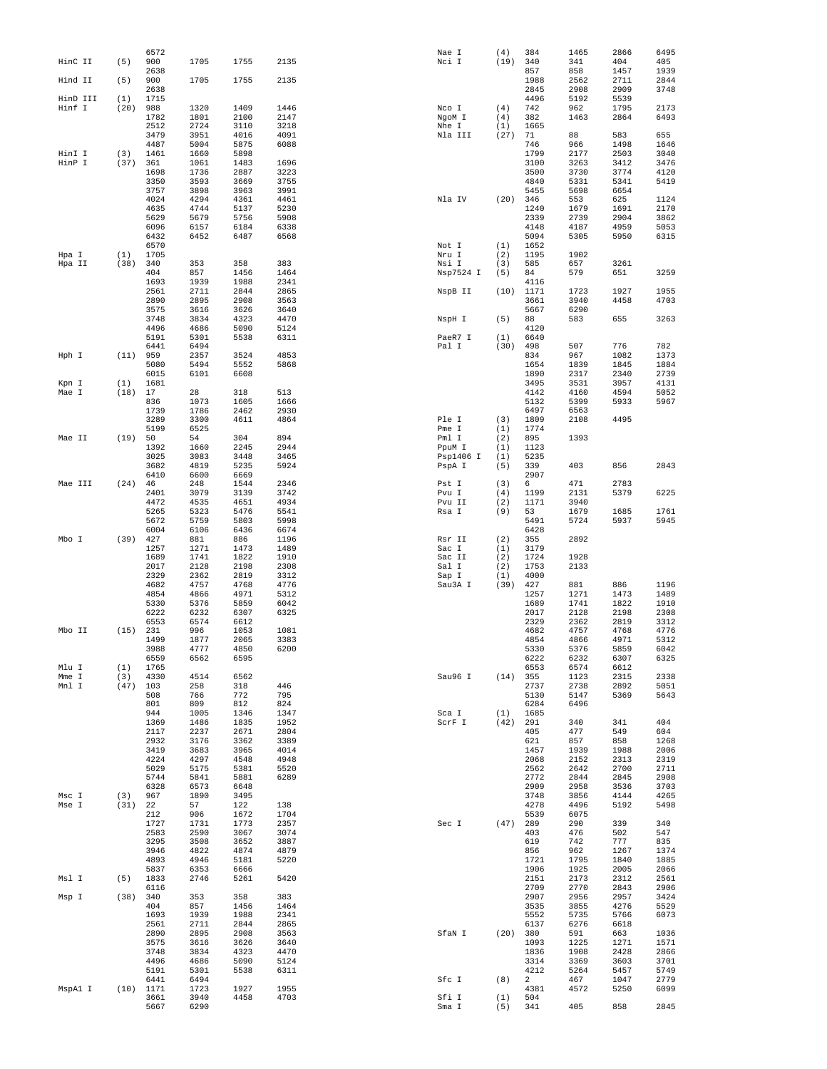```
                6572
HinC II   (5)   900     1705    1755    2135
                2638
Hind II   (5)   900     1705    1755    2135
                2638
HinD III  (1)   1715
Hinf I    (20)  988     1320    1409    1446
                1782    1801    2100    2147
                2512    2724    3110    3218
                3479    3951    4016    4091
                4487    5004    5875    6088
HinI I    (3)   1461    1660    5898
HinP I    (37)  361     1061    1483    1696
                1698    1736    2887    3223
                3350    3593    3669    3755
                3757    3898    3963    3991
                4024    4294    4361    4461
                4635    4744    5137    5230
                5629    5679    5756    5908
                6096    6157    6184    6338
                6432    6452    6487    6568
                6570
Hpa I     (1)   1705
Hpa II    (38)  340     353     358     383
                404     857     1456    1464
                1693    1939    1988    2341
                2561    2711    2844    2865
                2890    2895    2908    3563
                3575    3616    3626    3640
                3748    3834    4323    4470
                4496    4686    5090    5124
                5191    5301    5538    6311
                6441    6494
Hph I     (11)  959     2357    3524    4853
                5080    5494    5552    5868
                6015    6101    6608
Kpn I     (1)   1681
Mae I     (18)  17      28      318     513
                836     1073    1605    1666
                1739    1786    2462    2930
                3289    3300    4611    4864
                5199    6525
Mae II    (19)  50      54      304     894
                1392    1660    2245    2944
                3025    3083    3448    3465
                3682    4819    5235    5924
                6410    6600    6669
Mae III   (24)  46      248     1544    2346
                2401    3079    3139    3742
                4472    4535    4651    4934
                5265    5323    5476    5541
                5672    5759    5803    5998
                6004    6106    6436    6674
Mbo I     (39)  427     881     886     1196
                1257    1271    1473    1489
                1689    1741    1822    1910
                2017    2128    2198    2308
                2329    2362    2819    3312
                4682    4757    4768    4776
                4854    4866    4971    5312
                5330    5376    5859    6042
                6222    6232    6307    6325
                6553    6574    6612
Mbo II    (15)  231     996     1053    1081
                1499    1877    2065    3383
                3988    4777    4850    6200
                6559    6562    6595
Mlu I     (1)   1765
Mme I     (3)   4330    4514    6562
Mnl I     (47)  103     258     318     446
                508     766     772     795
                801     809     812     824
                944     1005    1346    1347
                1369    1486    1835    1952
                2117    2237    2671    2804
                2932    3176    3362    3389
                3419    3683    3965    4014
                4224    4297    4548    4948
                5029    5175    5381    5520
                5744    5841    5881    6289
                6328    6573    6648
Msc I     (3)   967     1890    3495
Mse I     (31)  22      57      122     138
                212     906     1672    1704
                1727    1731    1773    2357
                2583    2590    3067    3074
                3295    3508    3652    3887
                3946    4822    4874    4879
                4893    4946    5181    5220
                5837    6353    6666
Msl I     (5)   1833    2746    5261    5420
                6116
Msp I     (38)  340     353     358     383
                404     857     1456    1464
                1693    1939    1988    2341
                2561    2711    2844    2865
                2890    2895    2908    3563
                3575    3616    3626    3640
                3748    3834    4323    4470
                4496    4686    5090    5124
                5191    5301    5538    6311
                6441    6494
MspA1 I   (10)  1171    1723    1927    1955
                3661    3940    4458    4703
                5667    6290
Nae I     (4)   384     1465    2866    6495
Nci I     (19)  340     341     404     405
                857     858     1457    1939
                1988    2562    2711    2844
                2845    2908    2909    3748
                4496    5192    5539
Nco I     (4)   742     962     1795    2173
NgoM I    (4)   382     1463    2864    6493
Nhe I     (1)   1665
Nla III   (27)  71      88      583     655
                746     966     1498    1646
                1799    2177    2503    3040
                3100    3263    3412    3476
                3500    3730    3774    4120
                4840    5331    5341    5419
                5455    5698    6654
Nla IV    (20)  346     553     625     1124
                1240    1679    1691    2170
                2339    2739    2904    3862
                4148    4187    4959    5053
                5094    5305    5950    6315
Not I     (1)   1652
Nru I     (2)   1195    1902
Nsi I     (3)   585     657     3261
Nsp7524 I (5)   84      579     651     3259
                4116
NspB II   (10)  1171    1723    1927    1955
                3661    3940    4458    4703
                5667    6290
NspH I    (5)   88      583     655     3263
                4120
PaeR7 I   (1)   6640
Pal I     (30)  498     507     776     782
                834     967     1082    1373
                1654    1839    1845    1884
                1890    2317    2340    2739
                3495    3531    3957    4131
                4142    4160    4594    5052
                5132    5399    5933    5967
                6497    6563
Ple I     (3)   1809    2108    4495
Pme I     (1)   1774
Pml I     (2)   895     1393
PpuM I    (1)   1123
Psp1406 I (1)   5235
PspA I    (5)   339     403     856     2843
                2907
Pst I     (3)   6       471     2783
Pvu I     (4)   1199    2131    5379    6225
Pvu II    (2)   1171    3940
Rsa I     (9)   53      1679    1685    1761
                5491    5724    5937    5945
                6428
Rsr II    (2)   355     2892
Sac I     (1)   3179
Sac II    (2)   1724    1928
Sal I     (2)   1753    2133
Sap I     (1)   4000
Sau3A I   (39)  427     881     886     1196
                1257    1271    1473    1489
                1689    1741    1822    1910
                2017    2128    2198    2308
                2329    2362    2819    3312
                4682    4757    4768    4776
                4854    4866    4971    5312
                5330    5376    5859    6042
                6222    6232    6307    6325
                6553    6574    6612
Sau96 I   (14)  355     1123    2315    2338
                2737    2738    2892    5051
                5130    5147    5369    5643
                6284    6496
Sca I     (1)   1685
ScrF I    (42)  291     340     341     404
                405     477     549     604
                621     857     858     1268
                1457    1939    1988    2006
                2068    2152    2313    2319
                2562    2642    2700    2711
                2772    2844    2845    2908
                2909    2958    3536    3703
                3748    3856    4144    4265
                4278    4496    5192    5498
                5539    6075
Sec I     (47)  289     290     339     340
                403     476     502     547
                619     742     777     835
                856     962     1267    1374
                1721    1795    1840    1885
                1906    1925    2005    2066
                2151    2173    2312    2561
                2709    2770    2843    2906
                2907    2956    2957    3424
                3535    3855    4276    5529
                5552    5735    5766    6073
                6137    6276    6618
SfaN I    (20)  380     591     663     1036
                1093    1225    1271    1571
                1836    1908    2428    2866
                3314    3369    3603    3701
                4212    5264    5457    5749
Sfc I     (8)   2       467     1047    2779
                4381    4572    5250    6099
Sfi I     (1)   504
Sma I     (5)   341     405     858     2845
```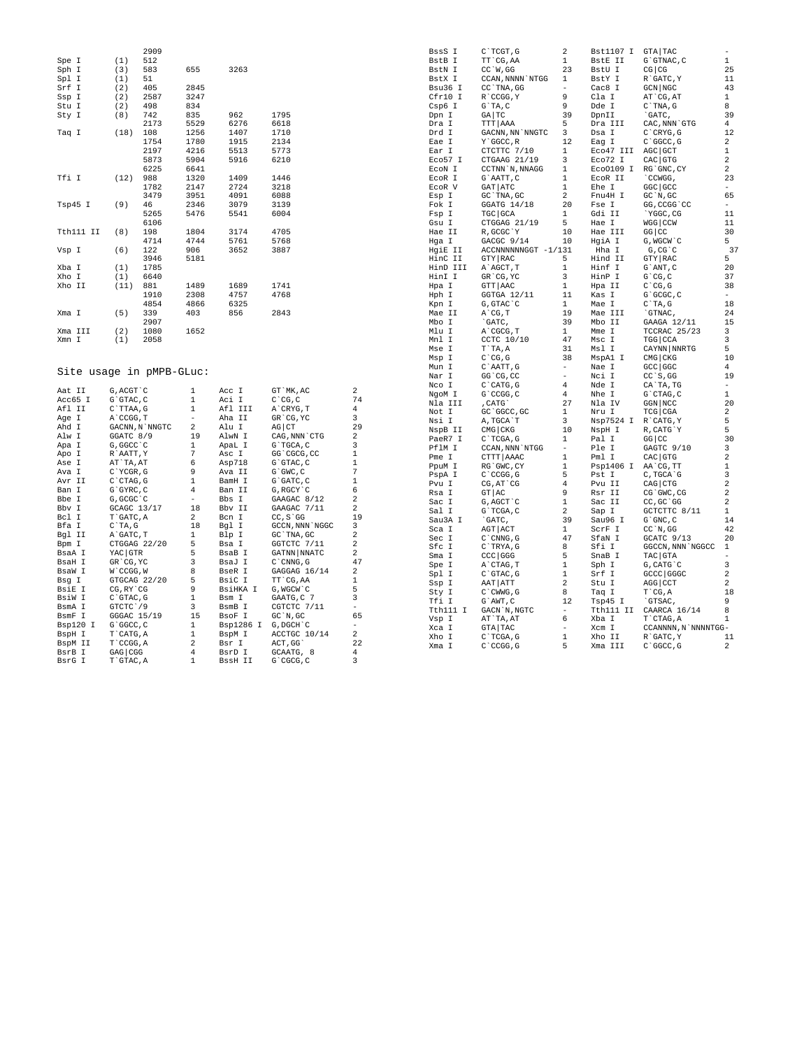| | | | | | |
|---|---|---|---|---|---|
| | | 2909 | | | |
| Spe I | (1) | 512 | | | |
| Sph I | (3) | 583 | 655 | 3263 | |
| Spl I | (1) | 51 | | | |
| Srf I | (2) | 405 | 2845 | | |
| Ssp I | (2) | 2587 | 3247 | | |
| Stu I | (2) | 498 | 834 | | |
| Sty I | (8) | 742 | 835 | 962 | 1795 |
| | | 2173 | 5529 | 6276 | 6618 |
| Taq I | (18) | 108 | 1256 | 1407 | 1710 |
| | | 1754 | 1780 | 1915 | 2134 |
| | | 2197 | 4216 | 5513 | 5773 |
| | | 5873 | 5904 | 5916 | 6210 |
| | | 6225 | 6641 | | |
| Tfi I | (12) | 988 | 1320 | 1409 | 1446 |
| | | 1782 | 2147 | 2724 | 3218 |
| | | 3479 | 3951 | 4091 | 6088 |
| Tsp45 I | (9) | 46 | 2346 | 3079 | 3139 |
| | | 5265 | 5476 | 5541 | 6004 |
| | | 6106 | | | |
| Tth111 II | (8) | 198 | 1804 | 3174 | 4705 |
| | | 4714 | 4744 | 5761 | 5768 |
| Vsp I | (6) | 122 | 906 | 3652 | 3887 |
| | | 3946 | 5181 | | |
| Xba I | (1) | 1785 | | | |
| Xho I | (1) | 6640 | | | |
| Xho II | (11) | 881 | 1489 | 1689 | 1741 |
| | | 1910 | 2308 | 4757 | 4768 |
| | | 4854 | 4866 | 6325 | |
| Xma I | (5) | 339 | 403 | 856 | 2843 |
| | | 2907 | | | |
| Xma III | (2) | 1080 | 1652 | | |
| Xmn I | (1) | 2058 | | | |

Site usage in pMPB-GLuc:

| | | | | | |
|---|---|---|---|---|---|
| Aat II | G,ACGT`C | 1 | Acc I | GT`MK,AC | 2 |
| Acc65 I | G`GTAC,C | 1 | Aci I | C`CG,C | 74 |
| Afl II | C`TTAA,G | 1 | Afl III | A`CRYG,T | 4 |
| Age I | A`CCGG,T | - | Aha II | GR`CG,YC | 3 |
| Ahd I | GACNN,N`NNGTC | 2 | Alu I | AG\|CT | 29 |
| Alw I | GGATC 8/9 | 19 | AlwN I | CAG,NNN`CTG | 2 |
| Apa I | G,GGCC`C | 1 | ApaL I | G`TGCA,C | 3 |
| Apo I | R`AATT,Y | 7 | Asc I | GG`CGCG,CC | 1 |
| Ase I | AT`TA,AT | 6 | Asp718 | G`GTAC,C | 1 |
| Ava I | C`YCGR,G | 9 | Ava II | G`GWC,C | 7 |
| Avr II | C`CTAG,G | 1 | BamH I | G`GATC,C | 1 |
| Ban I | G`GYRC,C | 4 | Ban II | G,RGCY`C | 6 |
| Bbe I | G,GCGC`C | - | Bbs I | GAAGAC 8/12 | 2 |
| Bbv I | GCAGC 13/17 | 18 | Bbv II | GAAGAC 7/11 | 2 |
| Bcl I | T`GATC,A | 2 | Bcn I | CC,S`GG | 19 |
| Bfa I | C`TA,G | 18 | Bgl I | GCCN,NNN`NGGC | 3 |
| Bgl II | A`GATC,T | 1 | Blp I | GC`TNA,GC | 2 |
| Bpm I | CTGGAG 22/20 | 5 | Bsa I | GGTCTC 7/11 | 2 |
| BsaA I | YAC\|GTR | 5 | BsaB I | GATNN\|NNATC | 2 |
| BsaH I | GR`CG,YC | 3 | BsaJ I | C`CNNG,G | 47 |
| BsaW I | W`CCGG,W | 8 | BseR I | GAGGAG 16/14 | 2 |
| Bsg I | GTGCAG 22/20 | 5 | BsiC I | TT`CG,AA | 1 |
| BsiE I | CG,RY`CG | 9 | BsiHKA I | G,WGCW`C | 5 |
| BsiW I | C`GTAC,G | 1 | Bsm I | GAATG,C 7 | 3 |
| BsmA I | GTCTC`/9 | 3 | BsmB I | CGTCTC 7/11 | - |
| BsmF I | GGGAC 15/19 | 15 | BsoF I | GC`N,GC | 65 |
| Bsp120 I | G`GGCC,C | 1 | Bsp1286 I | G,DGCH`C | - |
| BspH I | T`CATG,A | 1 | BspM I | ACCTGC 10/14 | 2 |
| BspM II | T`CCGG,A | 2 | Bsr I | ACT,GG` | 22 |
| BsrB I | GAG\|CGG | 4 | BsrD I | GCAATG, 8 | 4 |
| BsrG I | T`GTAC,A | 1 | BssH II | G`CGCG,C | 3 |
| BssS I | C`TCGT,G | 2 | Bst1107 I | GTA\|TAC | - |
| BstB I | TT`CG,AA | 1 | BstE II | G`GTNAC,C | 1 |
| BstN I | CC`W,GG | 23 | BstU I | CG\|CG | 25 |
| BstX I | CCAN,NNNN`NTGG | 1 | BstY I | R`GATC,Y | 11 |
| Bsu36 I | CC`TNA,GG | - | Cac8 I | GCN\|NGC | 43 |
| Cfr10 I | R`CCGG,Y | 9 | Cla I | AT`CG,AT | 1 |
| Csp6 I | G`TA,C | 9 | Dde I | C`TNA,G | 8 |
| Dpn I | GA\|TC | 39 | DpnII | `GATC, | 39 |
| Dra I | TTT\|AAA | 5 | Dra III | CAC,NNN`GTG | 4 |
| Drd I | GACNN,NN`NNGTC | 3 | Dsa I | C`CRYG,G | 12 |
| Eae I | Y`GGCC,R | 12 | Eag I | C`GGCC,G | 2 |
| Ear I | CTCTTC 7/10 | 1 | Eco47 III | AGC\|GCT | 1 |
| Eco57 I | CTGAAG 21/19 | 3 | Eco72 I | CAC\|GTG | 2 |
| EcoN I | CCTNN`N,NNAGG | 1 | EcoO109 I | RG`GNC,CY | 2 |
| EcoR I | G`AATT,C | 1 | EcoR II | `CCWGG, | 23 |
| EcoR V | GAT\|ATC | 1 | Ehe I | GGC\|GCC | - |
| Esp I | GC`TNA,GC | 2 | Fnu4H I | GC`N,GC | 65 |
| Fok I | GGATG 14/18 | 20 | Fse I | GG,CCGG`CC | - |
| Fsp I | TGC\|GCA | 1 | Gdi II | `YGGC,CG | 11 |
| Gsu I | CTGGAG 21/19 | 5 | Hae I | WGG\|CCW | 11 |
| Hae II | R,GCGC`Y | 10 | Hae III | GG\|CC | 30 |
| Hga I | GACGC 9/14 | 10 | HgiA I | G,WGCW`C | 5 |
| HgiE II | ACCNNNNNNGGT -1/131 | | Hha I | G,CG`C | 37 |
| HinC II | GTY\|RAC | 5 | Hind II | GTY\|RAC | 5 |
| HinD III | A`AGCT,T | 1 | Hinf I | G`ANT,C | 20 |
| HinI I | GR`CG,YC | 3 | HinP I | G`CG,C | 37 |
| Hpa I | GTT\|AAC | 1 | Hpa II | C`CG,G | 38 |
| Hph I | GGTGA 12/11 | 11 | Kas I | G`GCGC,C | - |
| Kpn I | G,GTAC`C | 1 | Mae I | C`TA,G | 18 |
| Mae II | A`CG,T | 19 | Mae III | `GTNAC, | 24 |
| Mbo I | `GATC, | 39 | Mbo II | GAAGA 12/11 | 15 |
| Mlu I | A`CGCG,T | 1 | Mme I | TCCRAC 25/23 | 3 |
| Mnl I | CCTC 10/10 | 47 | Msc I | TGG\|CCA | 3 |
| Mse I | T`TA,A | 31 | Msl I | CAYNN\|NNRTG | 5 |
| Msp I | C`CG,G | 38 | MspA1 I | CMG\|CKG | 10 |
| Mun I | C`AATT,G | - | Nae I | GCC\|GGC | 4 |
| Nar I | GG`CG,CC | - | Nci I | CC`S,GG | 19 |
| Nco I | C`CATG,G | 4 | Nde I | CA`TA,TG | - |
| NgoM I | G`CCGG,C | 4 | Nhe I | G`CTAG,C | 1 |
| Nla III | ,CATG` | 27 | Nla IV | GGN\|NCC | 20 |
| Not I | GC`GGCC,GC | 1 | Nru I | TCG\|CGA | 2 |
| Nsi I | A,TGCA`T | 3 | Nsp7524 I | R`CATG,Y | 5 |
| NspB II | CMG\|CKG | 10 | NspH I | R,CATG`Y | 5 |
| PaeR7 I | C`TCGA,G | 1 | Pal I | GG\|CC | 30 |
| PflM I | CCAN,NNN`NTGG | - | Ple I | GAGTC 9/10 | 3 |
| Pme I | CTTT\|AAAC | 1 | Pml I | CAC\|GTG | 2 |
| PpuM I | RG`GWC,CY | 1 | Psp1406 I | AA`CG,TT | 1 |
| PspA I | C`CCGG,G | 5 | Pst I | C,TGCA`G | 3 |
| Pvu I | CG,AT`CG | 4 | Pvu II | CAG\|CTG | 2 |
| Rsa I | GT\|AC | 9 | Rsr II | CG`GWC,CG | 2 |
| Sac I | G,AGCT`C | 1 | Sac II | CC,GC`GG | 2 |
| Sal I | G`TCGA,C | 2 | Sap I | GCTCTTC 8/11 | 1 |
| Sau3A I | `GATC, | 39 | Sau96 I | G`GNC,C | 14 |
| Sca I | AGT\|ACT | 1 | ScrF I | CC`N,GG | 42 |
| Sec I | C`CNNG,G | 47 | SfaN I | GCATC 9/13 | 20 |
| Sfc I | C`TRYA,G | 8 | Sfi I | GGCCN,NNN`NGGCC | 1 |
| Sma I | CCC\|GGG | 5 | SnaB I | TAC\|GTA | - |
| Spe I | A`CTAG,T | 1 | Sph I | G,CATG`C | 3 |
| Spl I | C`GTAC,G | 1 | Srf I | GCCC\|GGGC | 2 |
| Ssp I | AAT\|ATT | 2 | Stu I | AGG\|CCT | 2 |
| Sty I | C`CWWG,G | 8 | Taq I | T`CG,A | 18 |
| Tfi I | G`AWT,C | 12 | Tsp45 I | `GTSAC, | 9 |
| Tth111 I | GACN`N,NGTC | - | Tth111 II | CAARCA 16/14 | 8 |
| Vsp I | AT`TA,AT | 6 | Xba I | T`CTAG,A | 1 |
| Xca I | GTA\|TAC | - | Xcm I | CCANNNN,N`NNNNTGG | - |
| Xho I | C`TCGA,G | 1 | Xho II | R`GATC,Y | 11 |
| Xma I | C`CCGG,G | 5 | Xma III | C`GGCC,G | 2 |